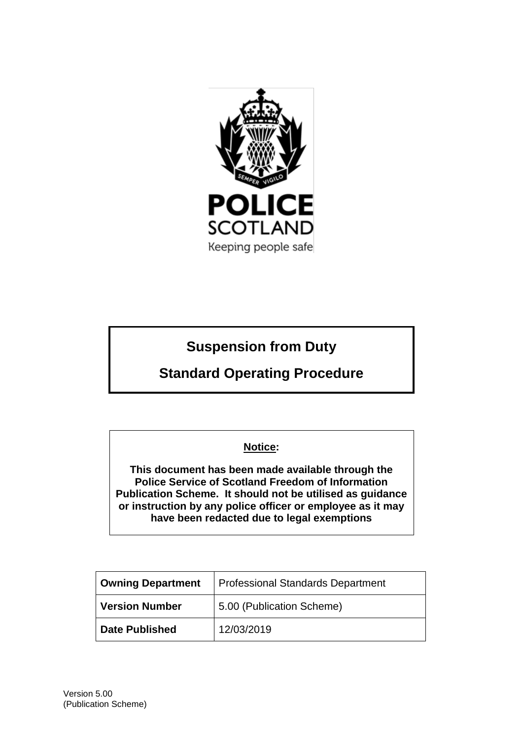POLICE SCOTLAND

Keeping people safe

# Suspension from Duty

# Standard Operating Procedure

**Notice:**

**This document has been made available through the Police Service of Scotland Freedom of Information Publication Scheme. It should not be utilised as guidance or instruction by any police officer or employee as it may have been redacted due to legal exemptions**

| **Owning Department** | Professional Standards Department |
|---|---|
| **Version Number** | 5.00 (Publication Scheme) |
| **Date Published** | 12/03/2019 |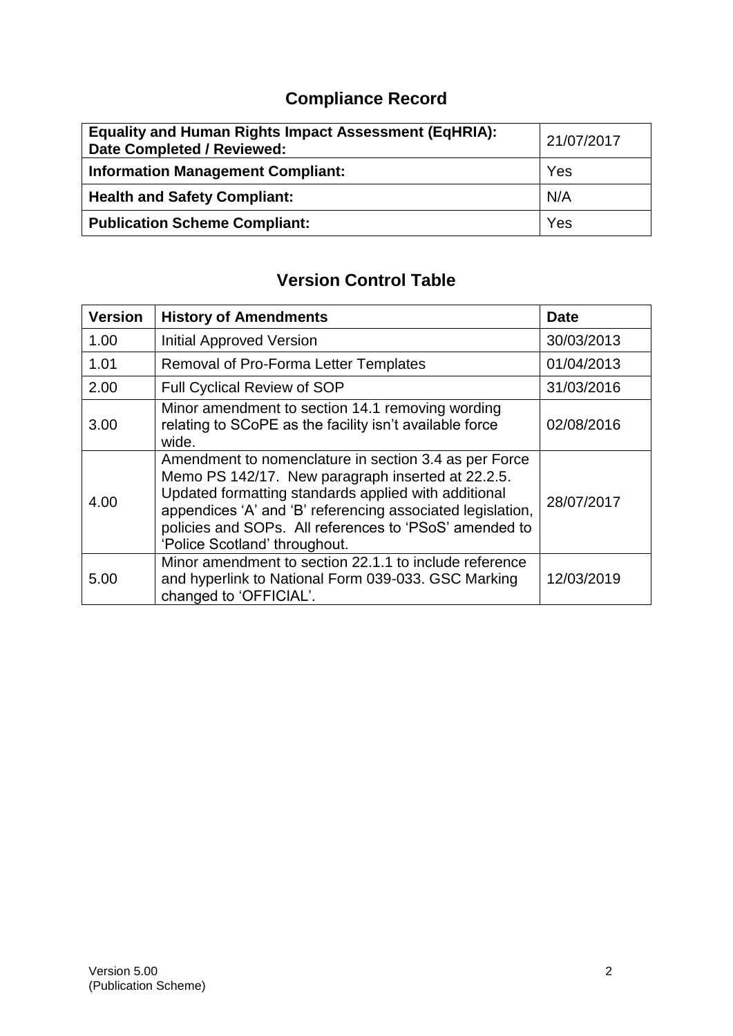## Compliance Record

| **Equality and Human Rights Impact Assessment (EqHRIA): Date Completed / Reviewed:** | 21/07/2017 |
|---|---|
| **Information Management Compliant:** | Yes |
| **Health and Safety Compliant:** | N/A |
| **Publication Scheme Compliant:** | Yes |

## Version Control Table

| Version | History of Amendments | Date |
|---|---|---|
| 1.00 | Initial Approved Version | 30/03/2013 |
| 1.01 | Removal of Pro-Forma Letter Templates | 01/04/2013 |
| 2.00 | Full Cyclical Review of SOP | 31/03/2016 |
| 3.00 | Minor amendment to section 14.1 removing wording relating to SCoPE as the facility isn't available force wide. | 02/08/2016 |
| 4.00 | Amendment to nomenclature in section 3.4 as per Force Memo PS 142/17. New paragraph inserted at 22.2.5. Updated formatting standards applied with additional appendices 'A' and 'B' referencing associated legislation, policies and SOPs. All references to 'PSoS' amended to 'Police Scotland' throughout. | 28/07/2017 |
| 5.00 | Minor amendment to section 22.1.1 to include reference and hyperlink to National Form 039-033. GSC Marking changed to 'OFFICIAL'. | 12/03/2019 |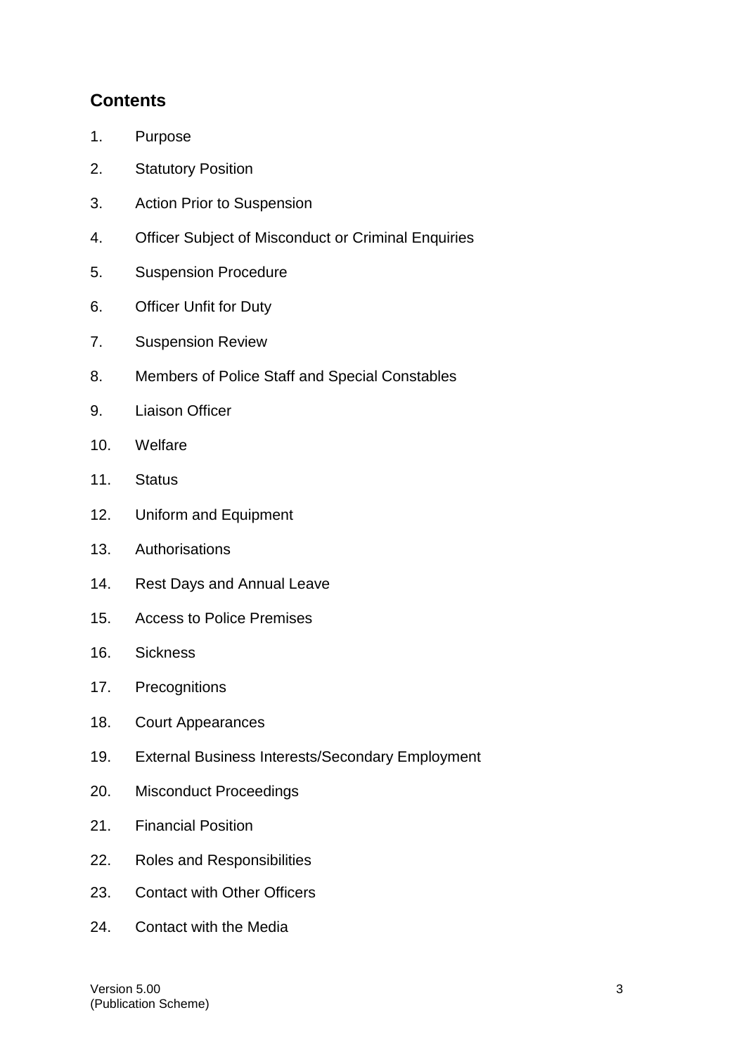## Contents

1. Purpose
2. Statutory Position
3. Action Prior to Suspension
4. Officer Subject of Misconduct or Criminal Enquiries
5. Suspension Procedure
6. Officer Unfit for Duty
7. Suspension Review
8. Members of Police Staff and Special Constables
9. Liaison Officer
10. Welfare
11. Status
12. Uniform and Equipment
13. Authorisations
14. Rest Days and Annual Leave
15. Access to Police Premises
16. Sickness
17. Precognitions
18. Court Appearances
19. External Business Interests/Secondary Employment
20. Misconduct Proceedings
21. Financial Position
22. Roles and Responsibilities
23. Contact with Other Officers
24. Contact with the Media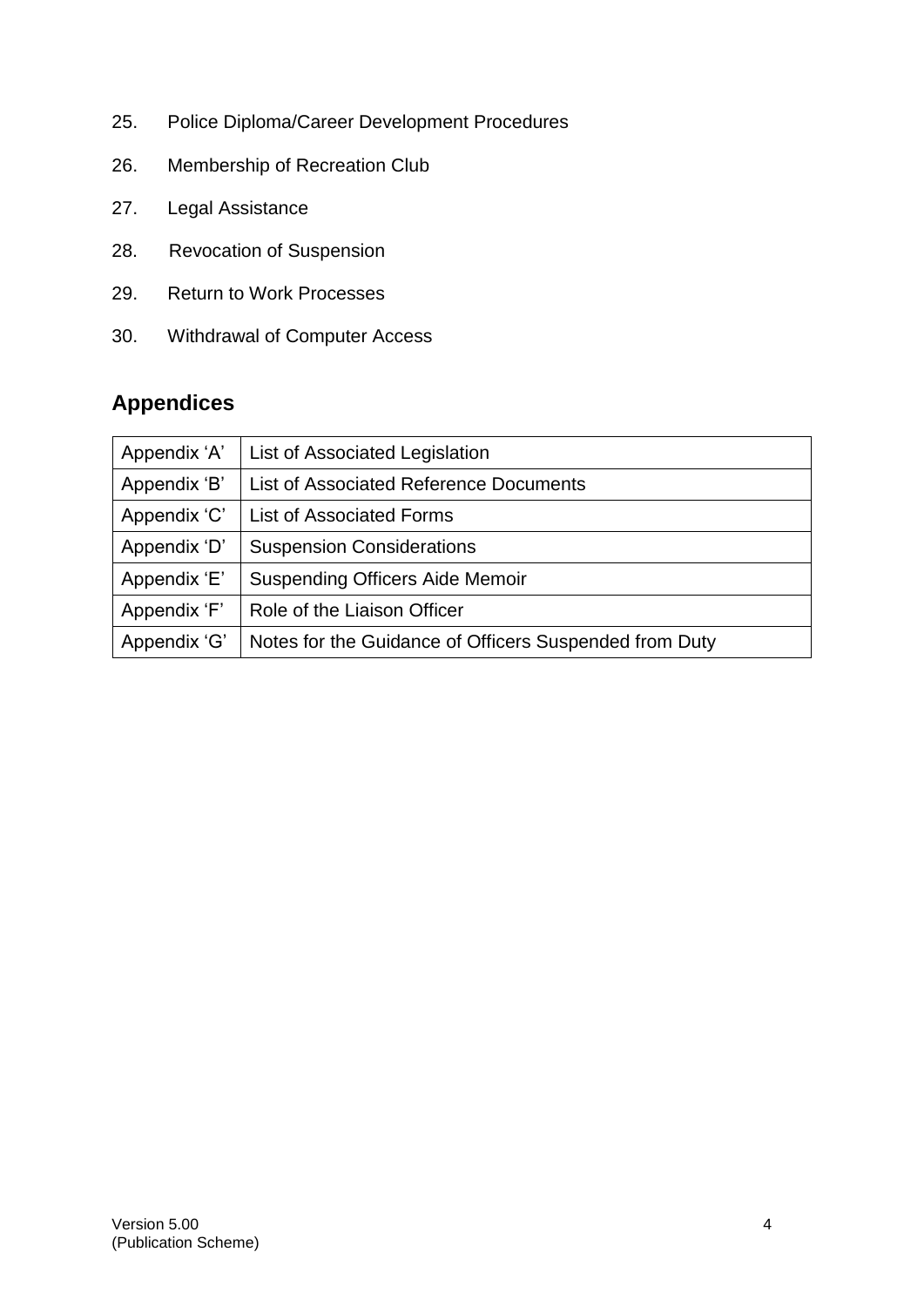25. Police Diploma/Career Development Procedures

26. Membership of Recreation Club

27. Legal Assistance

28. Revocation of Suspension

29. Return to Work Processes

30. Withdrawal of Computer Access

## Appendices

| | |
|---|---|
| Appendix 'A' | List of Associated Legislation |
| Appendix 'B' | List of Associated Reference Documents |
| Appendix 'C' | List of Associated Forms |
| Appendix 'D' | Suspension Considerations |
| Appendix 'E' | Suspending Officers Aide Memoir |
| Appendix 'F' | Role of the Liaison Officer |
| Appendix 'G' | Notes for the Guidance of Officers Suspended from Duty |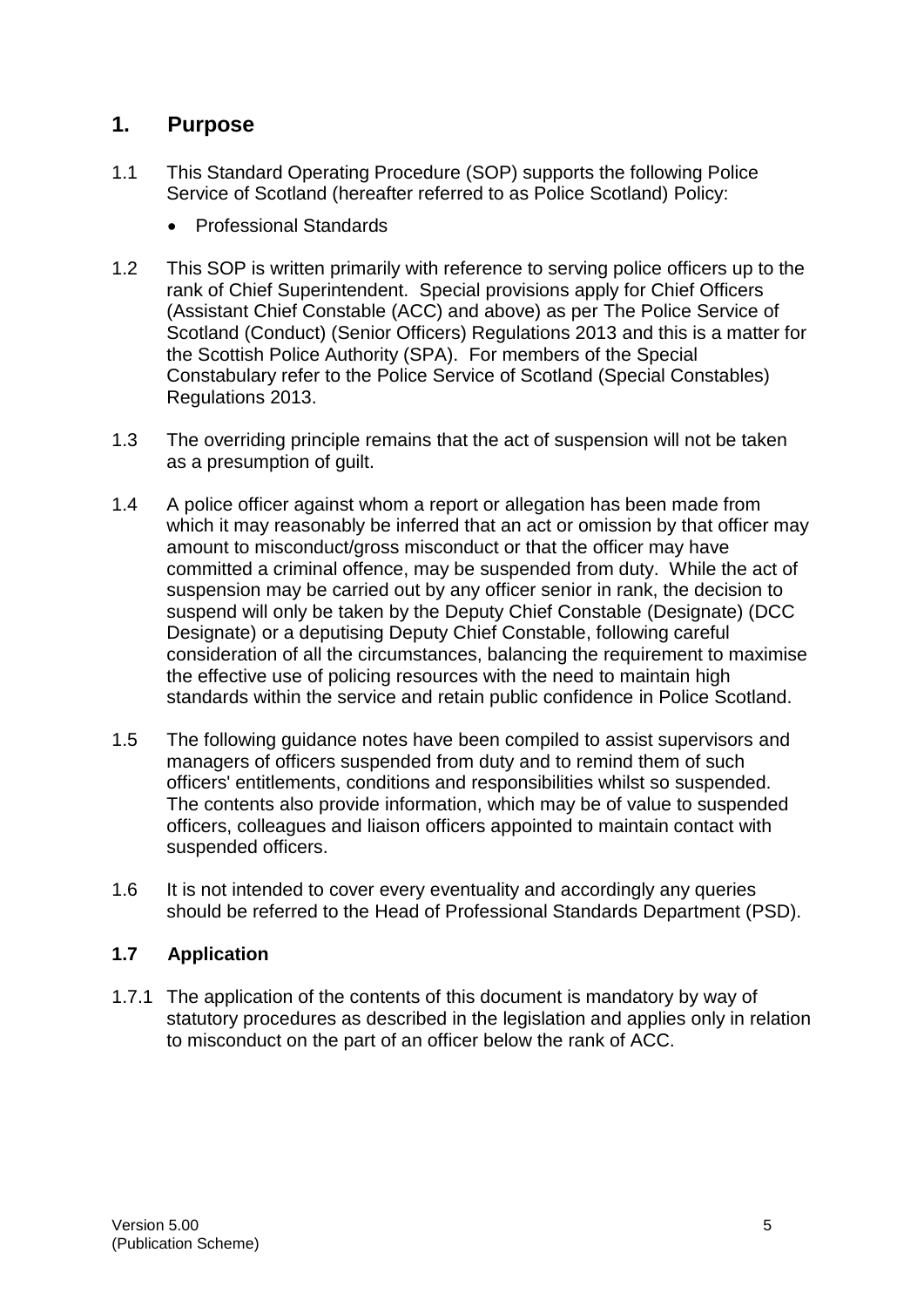## 1. Purpose

1.1 This Standard Operating Procedure (SOP) supports the following Police Service of Scotland (hereafter referred to as Police Scotland) Policy:

- Professional Standards

1.2 This SOP is written primarily with reference to serving police officers up to the rank of Chief Superintendent. Special provisions apply for Chief Officers (Assistant Chief Constable (ACC) and above) as per The Police Service of Scotland (Conduct) (Senior Officers) Regulations 2013 and this is a matter for the Scottish Police Authority (SPA). For members of the Special Constabulary refer to the Police Service of Scotland (Special Constables) Regulations 2013.

1.3 The overriding principle remains that the act of suspension will not be taken as a presumption of guilt.

1.4 A police officer against whom a report or allegation has been made from which it may reasonably be inferred that an act or omission by that officer may amount to misconduct/gross misconduct or that the officer may have committed a criminal offence, may be suspended from duty. While the act of suspension may be carried out by any officer senior in rank, the decision to suspend will only be taken by the Deputy Chief Constable (Designate) (DCC Designate) or a deputising Deputy Chief Constable, following careful consideration of all the circumstances, balancing the requirement to maximise the effective use of policing resources with the need to maintain high standards within the service and retain public confidence in Police Scotland.

1.5 The following guidance notes have been compiled to assist supervisors and managers of officers suspended from duty and to remind them of such officers' entitlements, conditions and responsibilities whilst so suspended. The contents also provide information, which may be of value to suspended officers, colleagues and liaison officers appointed to maintain contact with suspended officers.

1.6 It is not intended to cover every eventuality and accordingly any queries should be referred to the Head of Professional Standards Department (PSD).

### 1.7 Application

1.7.1 The application of the contents of this document is mandatory by way of statutory procedures as described in the legislation and applies only in relation to misconduct on the part of an officer below the rank of ACC.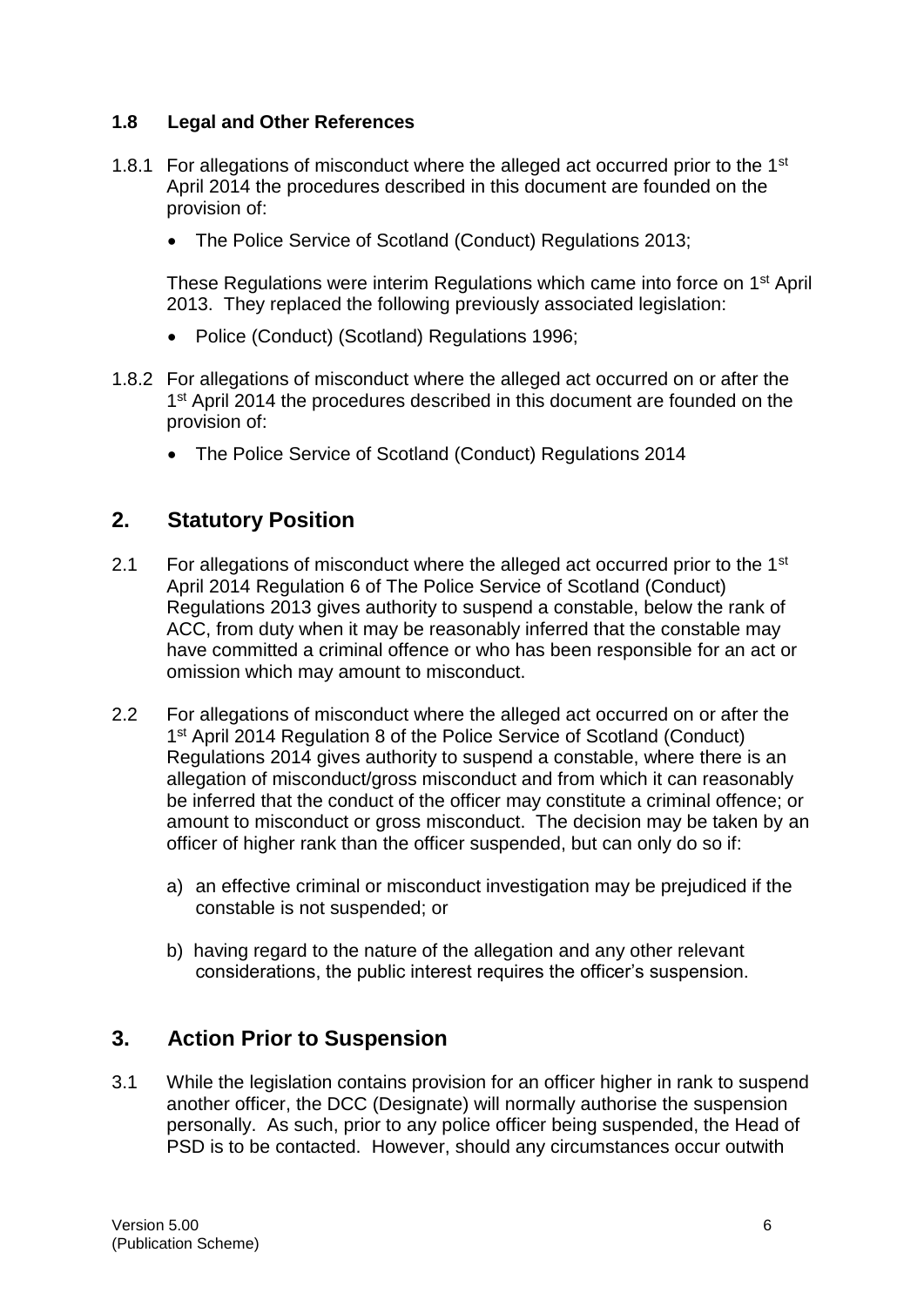### 1.8 Legal and Other References

1.8.1 For allegations of misconduct where the alleged act occurred prior to the 1st April 2014 the procedures described in this document are founded on the provision of:

- The Police Service of Scotland (Conduct) Regulations 2013;

These Regulations were interim Regulations which came into force on 1st April 2013. They replaced the following previously associated legislation:

- Police (Conduct) (Scotland) Regulations 1996;

1.8.2 For allegations of misconduct where the alleged act occurred on or after the 1st April 2014 the procedures described in this document are founded on the provision of:

- The Police Service of Scotland (Conduct) Regulations 2014

## 2. Statutory Position

2.1 For allegations of misconduct where the alleged act occurred prior to the 1st April 2014 Regulation 6 of The Police Service of Scotland (Conduct) Regulations 2013 gives authority to suspend a constable, below the rank of ACC, from duty when it may be reasonably inferred that the constable may have committed a criminal offence or who has been responsible for an act or omission which may amount to misconduct.

2.2 For allegations of misconduct where the alleged act occurred on or after the 1st April 2014 Regulation 8 of the Police Service of Scotland (Conduct) Regulations 2014 gives authority to suspend a constable, where there is an allegation of misconduct/gross misconduct and from which it can reasonably be inferred that the conduct of the officer may constitute a criminal offence; or amount to misconduct or gross misconduct. The decision may be taken by an officer of higher rank than the officer suspended, but can only do so if:

a) an effective criminal or misconduct investigation may be prejudiced if the constable is not suspended; or

b) having regard to the nature of the allegation and any other relevant considerations, the public interest requires the officer's suspension.

## 3. Action Prior to Suspension

3.1 While the legislation contains provision for an officer higher in rank to suspend another officer, the DCC (Designate) will normally authorise the suspension personally. As such, prior to any police officer being suspended, the Head of PSD is to be contacted. However, should any circumstances occur outwith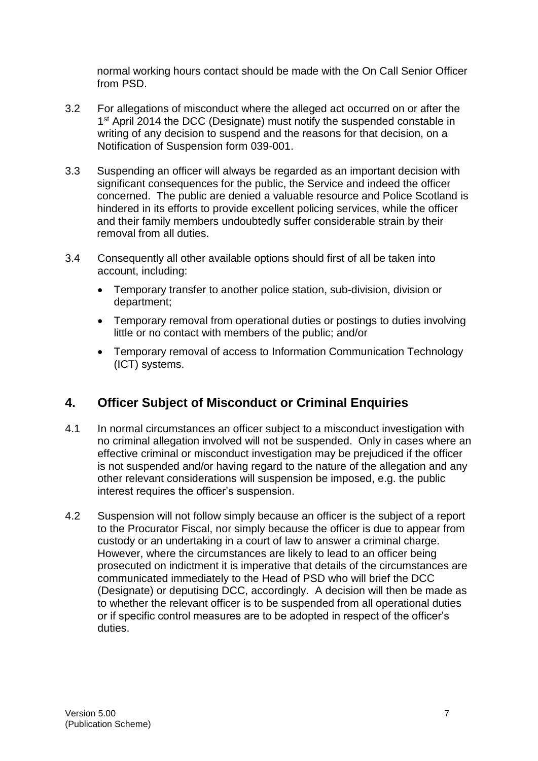normal working hours contact should be made with the On Call Senior Officer from PSD.

3.2 For allegations of misconduct where the alleged act occurred on or after the 1st April 2014 the DCC (Designate) must notify the suspended constable in writing of any decision to suspend and the reasons for that decision, on a Notification of Suspension form 039-001.

3.3 Suspending an officer will always be regarded as an important decision with significant consequences for the public, the Service and indeed the officer concerned. The public are denied a valuable resource and Police Scotland is hindered in its efforts to provide excellent policing services, while the officer and their family members undoubtedly suffer considerable strain by their removal from all duties.

3.4 Consequently all other available options should first of all be taken into account, including:

- Temporary transfer to another police station, sub-division, division or department;
- Temporary removal from operational duties or postings to duties involving little or no contact with members of the public; and/or
- Temporary removal of access to Information Communication Technology (ICT) systems.

## 4. Officer Subject of Misconduct or Criminal Enquiries

4.1 In normal circumstances an officer subject to a misconduct investigation with no criminal allegation involved will not be suspended. Only in cases where an effective criminal or misconduct investigation may be prejudiced if the officer is not suspended and/or having regard to the nature of the allegation and any other relevant considerations will suspension be imposed, e.g. the public interest requires the officer's suspension.

4.2 Suspension will not follow simply because an officer is the subject of a report to the Procurator Fiscal, nor simply because the officer is due to appear from custody or an undertaking in a court of law to answer a criminal charge. However, where the circumstances are likely to lead to an officer being prosecuted on indictment it is imperative that details of the circumstances are communicated immediately to the Head of PSD who will brief the DCC (Designate) or deputising DCC, accordingly. A decision will then be made as to whether the relevant officer is to be suspended from all operational duties or if specific control measures are to be adopted in respect of the officer's duties.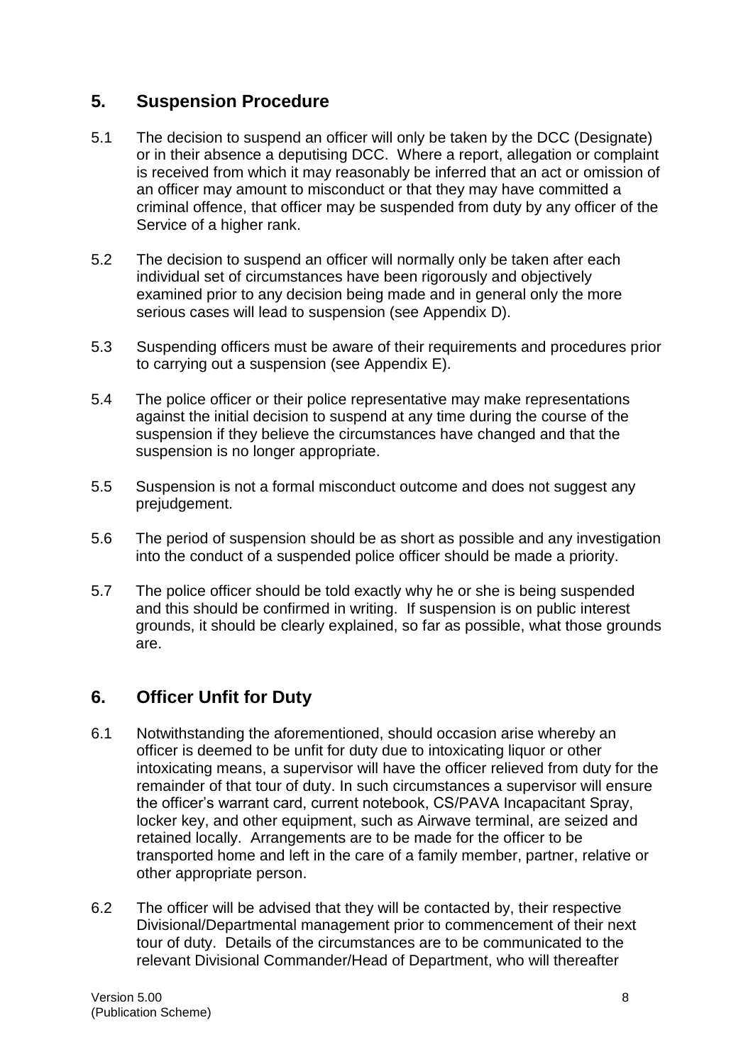## 5. Suspension Procedure

5.1 The decision to suspend an officer will only be taken by the DCC (Designate) or in their absence a deputising DCC. Where a report, allegation or complaint is received from which it may reasonably be inferred that an act or omission of an officer may amount to misconduct or that they may have committed a criminal offence, that officer may be suspended from duty by any officer of the Service of a higher rank.

5.2 The decision to suspend an officer will normally only be taken after each individual set of circumstances have been rigorously and objectively examined prior to any decision being made and in general only the more serious cases will lead to suspension (see Appendix D).

5.3 Suspending officers must be aware of their requirements and procedures prior to carrying out a suspension (see Appendix E).

5.4 The police officer or their police representative may make representations against the initial decision to suspend at any time during the course of the suspension if they believe the circumstances have changed and that the suspension is no longer appropriate.

5.5 Suspension is not a formal misconduct outcome and does not suggest any prejudgement.

5.6 The period of suspension should be as short as possible and any investigation into the conduct of a suspended police officer should be made a priority.

5.7 The police officer should be told exactly why he or she is being suspended and this should be confirmed in writing. If suspension is on public interest grounds, it should be clearly explained, so far as possible, what those grounds are.

## 6. Officer Unfit for Duty

6.1 Notwithstanding the aforementioned, should occasion arise whereby an officer is deemed to be unfit for duty due to intoxicating liquor or other intoxicating means, a supervisor will have the officer relieved from duty for the remainder of that tour of duty. In such circumstances a supervisor will ensure the officer's warrant card, current notebook, CS/PAVA Incapacitant Spray, locker key, and other equipment, such as Airwave terminal, are seized and retained locally. Arrangements are to be made for the officer to be transported home and left in the care of a family member, partner, relative or other appropriate person.

6.2 The officer will be advised that they will be contacted by, their respective Divisional/Departmental management prior to commencement of their next tour of duty. Details of the circumstances are to be communicated to the relevant Divisional Commander/Head of Department, who will thereafter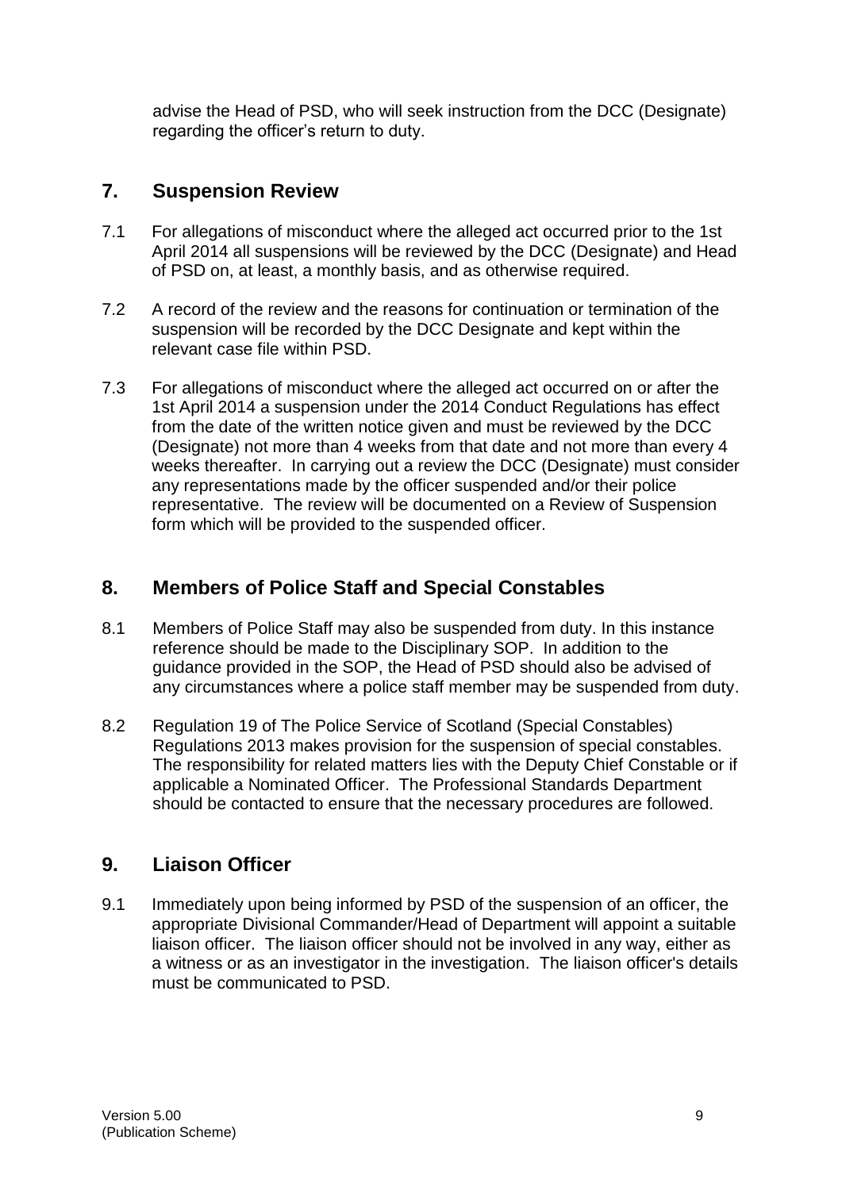advise the Head of PSD, who will seek instruction from the DCC (Designate) regarding the officer's return to duty.

## 7. Suspension Review

7.1 For allegations of misconduct where the alleged act occurred prior to the 1st April 2014 all suspensions will be reviewed by the DCC (Designate) and Head of PSD on, at least, a monthly basis, and as otherwise required.

7.2 A record of the review and the reasons for continuation or termination of the suspension will be recorded by the DCC Designate and kept within the relevant case file within PSD.

7.3 For allegations of misconduct where the alleged act occurred on or after the 1st April 2014 a suspension under the 2014 Conduct Regulations has effect from the date of the written notice given and must be reviewed by the DCC (Designate) not more than 4 weeks from that date and not more than every 4 weeks thereafter. In carrying out a review the DCC (Designate) must consider any representations made by the officer suspended and/or their police representative. The review will be documented on a Review of Suspension form which will be provided to the suspended officer.

## 8. Members of Police Staff and Special Constables

8.1 Members of Police Staff may also be suspended from duty. In this instance reference should be made to the Disciplinary SOP. In addition to the guidance provided in the SOP, the Head of PSD should also be advised of any circumstances where a police staff member may be suspended from duty.

8.2 Regulation 19 of The Police Service of Scotland (Special Constables) Regulations 2013 makes provision for the suspension of special constables. The responsibility for related matters lies with the Deputy Chief Constable or if applicable a Nominated Officer. The Professional Standards Department should be contacted to ensure that the necessary procedures are followed.

## 9. Liaison Officer

9.1 Immediately upon being informed by PSD of the suspension of an officer, the appropriate Divisional Commander/Head of Department will appoint a suitable liaison officer. The liaison officer should not be involved in any way, either as a witness or as an investigator in the investigation. The liaison officer's details must be communicated to PSD.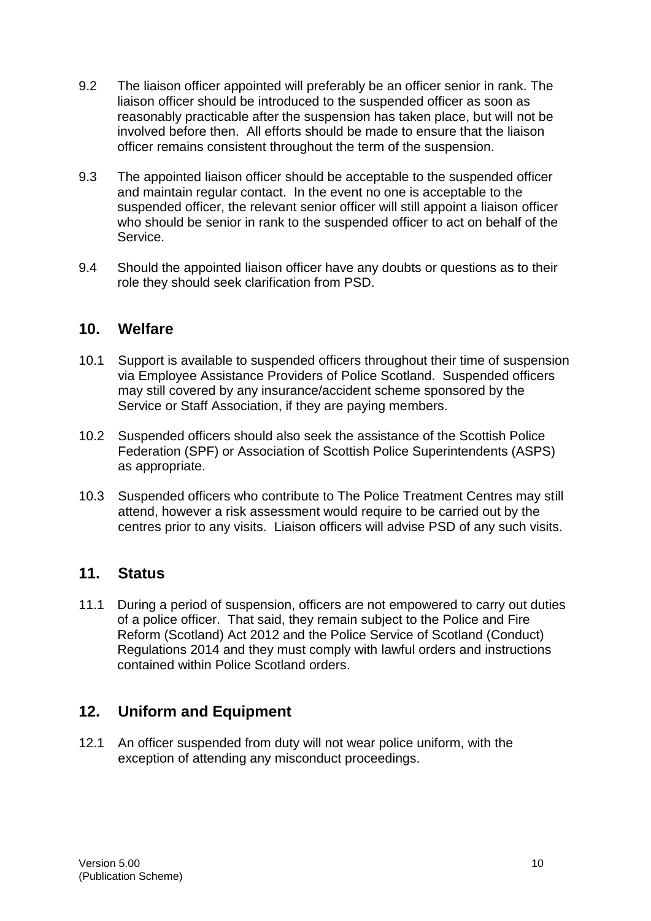9.2 The liaison officer appointed will preferably be an officer senior in rank. The liaison officer should be introduced to the suspended officer as soon as reasonably practicable after the suspension has taken place, but will not be involved before then. All efforts should be made to ensure that the liaison officer remains consistent throughout the term of the suspension.

9.3 The appointed liaison officer should be acceptable to the suspended officer and maintain regular contact. In the event no one is acceptable to the suspended officer, the relevant senior officer will still appoint a liaison officer who should be senior in rank to the suspended officer to act on behalf of the Service.

9.4 Should the appointed liaison officer have any doubts or questions as to their role they should seek clarification from PSD.

## 10. Welfare

10.1 Support is available to suspended officers throughout their time of suspension via Employee Assistance Providers of Police Scotland. Suspended officers may still covered by any insurance/accident scheme sponsored by the Service or Staff Association, if they are paying members.

10.2 Suspended officers should also seek the assistance of the Scottish Police Federation (SPF) or Association of Scottish Police Superintendents (ASPS) as appropriate.

10.3 Suspended officers who contribute to The Police Treatment Centres may still attend, however a risk assessment would require to be carried out by the centres prior to any visits. Liaison officers will advise PSD of any such visits.

## 11. Status

11.1 During a period of suspension, officers are not empowered to carry out duties of a police officer. That said, they remain subject to the Police and Fire Reform (Scotland) Act 2012 and the Police Service of Scotland (Conduct) Regulations 2014 and they must comply with lawful orders and instructions contained within Police Scotland orders.

## 12. Uniform and Equipment

12.1 An officer suspended from duty will not wear police uniform, with the exception of attending any misconduct proceedings.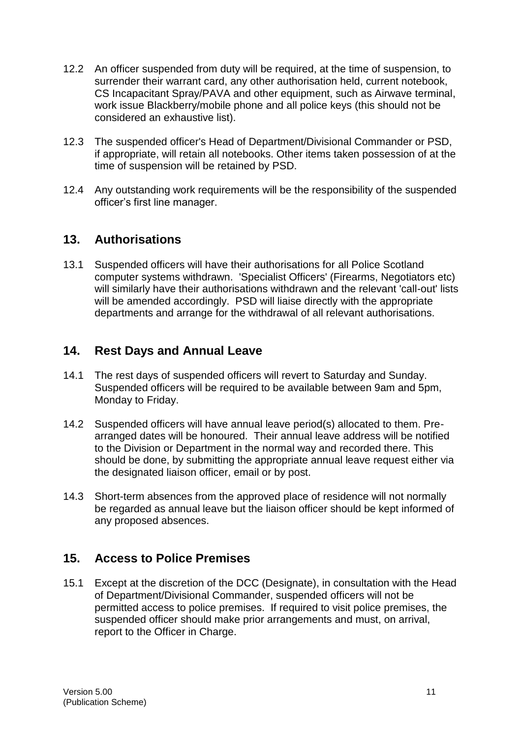12.2 An officer suspended from duty will be required, at the time of suspension, to surrender their warrant card, any other authorisation held, current notebook, CS Incapacitant Spray/PAVA and other equipment, such as Airwave terminal, work issue Blackberry/mobile phone and all police keys (this should not be considered an exhaustive list).

12.3 The suspended officer's Head of Department/Divisional Commander or PSD, if appropriate, will retain all notebooks. Other items taken possession of at the time of suspension will be retained by PSD.

12.4 Any outstanding work requirements will be the responsibility of the suspended officer's first line manager.

## 13. Authorisations

13.1 Suspended officers will have their authorisations for all Police Scotland computer systems withdrawn. 'Specialist Officers' (Firearms, Negotiators etc) will similarly have their authorisations withdrawn and the relevant 'call-out' lists will be amended accordingly. PSD will liaise directly with the appropriate departments and arrange for the withdrawal of all relevant authorisations.

## 14. Rest Days and Annual Leave

14.1 The rest days of suspended officers will revert to Saturday and Sunday. Suspended officers will be required to be available between 9am and 5pm, Monday to Friday.

14.2 Suspended officers will have annual leave period(s) allocated to them. Pre-arranged dates will be honoured. Their annual leave address will be notified to the Division or Department in the normal way and recorded there. This should be done, by submitting the appropriate annual leave request either via the designated liaison officer, email or by post.

14.3 Short-term absences from the approved place of residence will not normally be regarded as annual leave but the liaison officer should be kept informed of any proposed absences.

## 15. Access to Police Premises

15.1 Except at the discretion of the DCC (Designate), in consultation with the Head of Department/Divisional Commander, suspended officers will not be permitted access to police premises. If required to visit police premises, the suspended officer should make prior arrangements and must, on arrival, report to the Officer in Charge.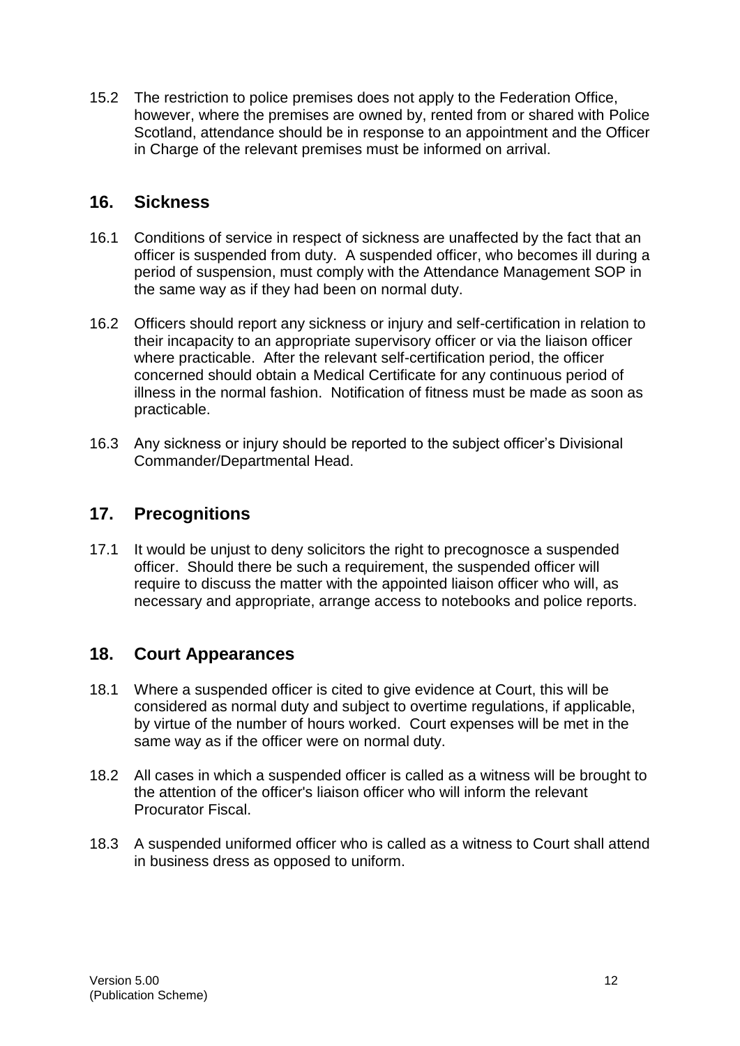15.2 The restriction to police premises does not apply to the Federation Office, however, where the premises are owned by, rented from or shared with Police Scotland, attendance should be in response to an appointment and the Officer in Charge of the relevant premises must be informed on arrival.

## 16. Sickness

16.1 Conditions of service in respect of sickness are unaffected by the fact that an officer is suspended from duty. A suspended officer, who becomes ill during a period of suspension, must comply with the Attendance Management SOP in the same way as if they had been on normal duty.

16.2 Officers should report any sickness or injury and self-certification in relation to their incapacity to an appropriate supervisory officer or via the liaison officer where practicable. After the relevant self-certification period, the officer concerned should obtain a Medical Certificate for any continuous period of illness in the normal fashion. Notification of fitness must be made as soon as practicable.

16.3 Any sickness or injury should be reported to the subject officer's Divisional Commander/Departmental Head.

## 17. Precognitions

17.1 It would be unjust to deny solicitors the right to precognosce a suspended officer. Should there be such a requirement, the suspended officer will require to discuss the matter with the appointed liaison officer who will, as necessary and appropriate, arrange access to notebooks and police reports.

## 18. Court Appearances

18.1 Where a suspended officer is cited to give evidence at Court, this will be considered as normal duty and subject to overtime regulations, if applicable, by virtue of the number of hours worked. Court expenses will be met in the same way as if the officer were on normal duty.

18.2 All cases in which a suspended officer is called as a witness will be brought to the attention of the officer's liaison officer who will inform the relevant Procurator Fiscal.

18.3 A suspended uniformed officer who is called as a witness to Court shall attend in business dress as opposed to uniform.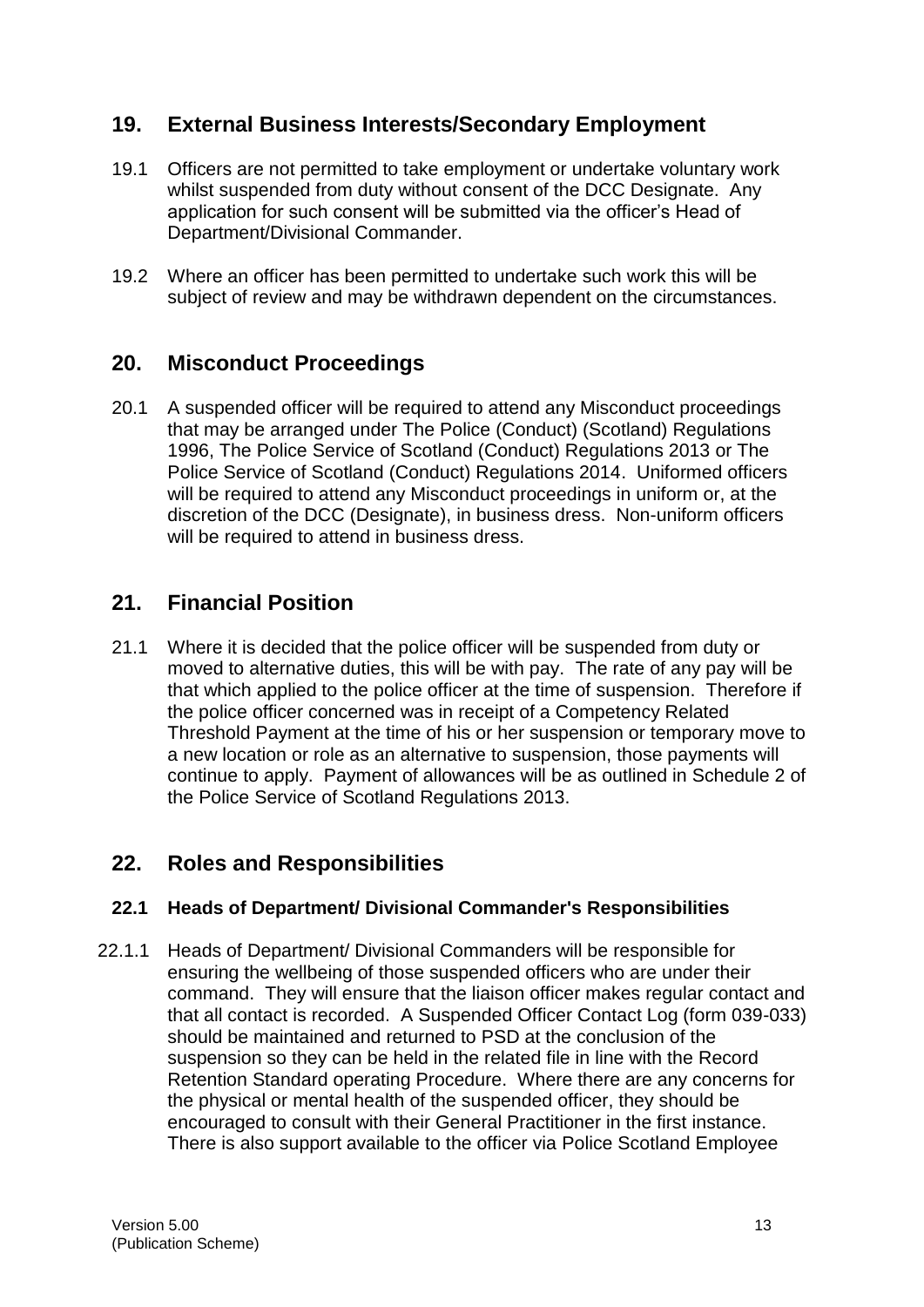## 19. External Business Interests/Secondary Employment

19.1 Officers are not permitted to take employment or undertake voluntary work whilst suspended from duty without consent of the DCC Designate. Any application for such consent will be submitted via the officer's Head of Department/Divisional Commander.

19.2 Where an officer has been permitted to undertake such work this will be subject of review and may be withdrawn dependent on the circumstances.

## 20. Misconduct Proceedings

20.1 A suspended officer will be required to attend any Misconduct proceedings that may be arranged under The Police (Conduct) (Scotland) Regulations 1996, The Police Service of Scotland (Conduct) Regulations 2013 or The Police Service of Scotland (Conduct) Regulations 2014. Uniformed officers will be required to attend any Misconduct proceedings in uniform or, at the discretion of the DCC (Designate), in business dress. Non-uniform officers will be required to attend in business dress.

## 21. Financial Position

21.1 Where it is decided that the police officer will be suspended from duty or moved to alternative duties, this will be with pay. The rate of any pay will be that which applied to the police officer at the time of suspension. Therefore if the police officer concerned was in receipt of a Competency Related Threshold Payment at the time of his or her suspension or temporary move to a new location or role as an alternative to suspension, those payments will continue to apply. Payment of allowances will be as outlined in Schedule 2 of the Police Service of Scotland Regulations 2013.

## 22. Roles and Responsibilities

### 22.1 Heads of Department/ Divisional Commander's Responsibilities

22.1.1 Heads of Department/ Divisional Commanders will be responsible for ensuring the wellbeing of those suspended officers who are under their command. They will ensure that the liaison officer makes regular contact and that all contact is recorded. A Suspended Officer Contact Log (form 039-033) should be maintained and returned to PSD at the conclusion of the suspension so they can be held in the related file in line with the Record Retention Standard operating Procedure. Where there are any concerns for the physical or mental health of the suspended officer, they should be encouraged to consult with their General Practitioner in the first instance. There is also support available to the officer via Police Scotland Employee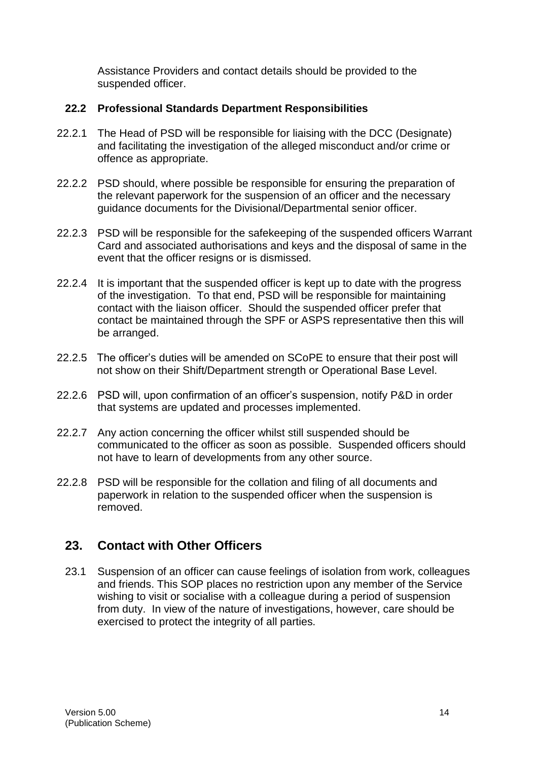Assistance Providers and contact details should be provided to the suspended officer.

### 22.2 Professional Standards Department Responsibilities

22.2.1 The Head of PSD will be responsible for liaising with the DCC (Designate) and facilitating the investigation of the alleged misconduct and/or crime or offence as appropriate.

22.2.2 PSD should, where possible be responsible for ensuring the preparation of the relevant paperwork for the suspension of an officer and the necessary guidance documents for the Divisional/Departmental senior officer.

22.2.3 PSD will be responsible for the safekeeping of the suspended officers Warrant Card and associated authorisations and keys and the disposal of same in the event that the officer resigns or is dismissed.

22.2.4 It is important that the suspended officer is kept up to date with the progress of the investigation. To that end, PSD will be responsible for maintaining contact with the liaison officer. Should the suspended officer prefer that contact be maintained through the SPF or ASPS representative then this will be arranged.

22.2.5 The officer's duties will be amended on SCoPE to ensure that their post will not show on their Shift/Department strength or Operational Base Level.

22.2.6 PSD will, upon confirmation of an officer's suspension, notify P&D in order that systems are updated and processes implemented.

22.2.7 Any action concerning the officer whilst still suspended should be communicated to the officer as soon as possible. Suspended officers should not have to learn of developments from any other source.

22.2.8 PSD will be responsible for the collation and filing of all documents and paperwork in relation to the suspended officer when the suspension is removed.

## 23. Contact with Other Officers

23.1 Suspension of an officer can cause feelings of isolation from work, colleagues and friends. This SOP places no restriction upon any member of the Service wishing to visit or socialise with a colleague during a period of suspension from duty. In view of the nature of investigations, however, care should be exercised to protect the integrity of all parties.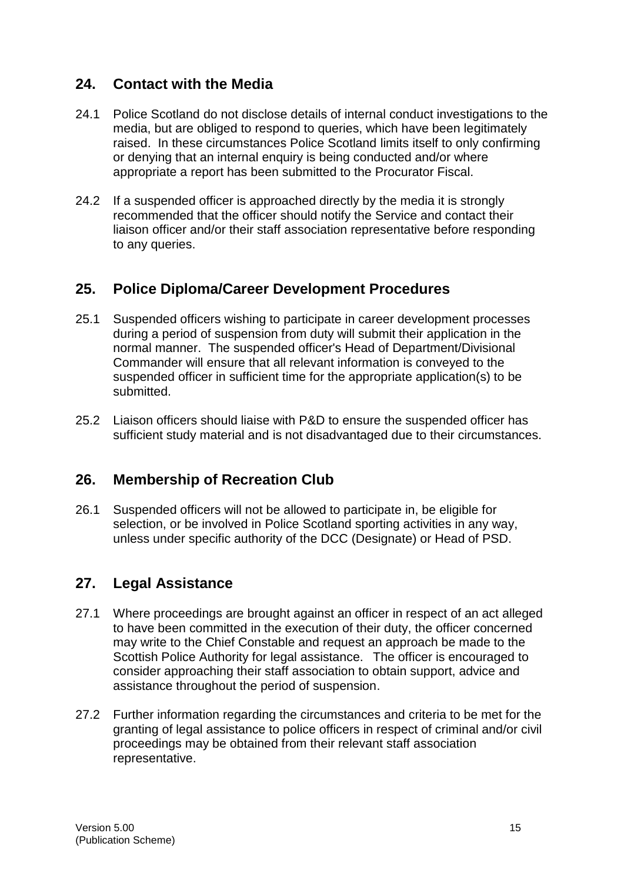## 24. Contact with the Media

24.1 Police Scotland do not disclose details of internal conduct investigations to the media, but are obliged to respond to queries, which have been legitimately raised. In these circumstances Police Scotland limits itself to only confirming or denying that an internal enquiry is being conducted and/or where appropriate a report has been submitted to the Procurator Fiscal.

24.2 If a suspended officer is approached directly by the media it is strongly recommended that the officer should notify the Service and contact their liaison officer and/or their staff association representative before responding to any queries.

## 25. Police Diploma/Career Development Procedures

25.1 Suspended officers wishing to participate in career development processes during a period of suspension from duty will submit their application in the normal manner. The suspended officer's Head of Department/Divisional Commander will ensure that all relevant information is conveyed to the suspended officer in sufficient time for the appropriate application(s) to be submitted.

25.2 Liaison officers should liaise with P&D to ensure the suspended officer has sufficient study material and is not disadvantaged due to their circumstances.

## 26. Membership of Recreation Club

26.1 Suspended officers will not be allowed to participate in, be eligible for selection, or be involved in Police Scotland sporting activities in any way, unless under specific authority of the DCC (Designate) or Head of PSD.

## 27. Legal Assistance

27.1 Where proceedings are brought against an officer in respect of an act alleged to have been committed in the execution of their duty, the officer concerned may write to the Chief Constable and request an approach be made to the Scottish Police Authority for legal assistance. The officer is encouraged to consider approaching their staff association to obtain support, advice and assistance throughout the period of suspension.

27.2 Further information regarding the circumstances and criteria to be met for the granting of legal assistance to police officers in respect of criminal and/or civil proceedings may be obtained from their relevant staff association representative.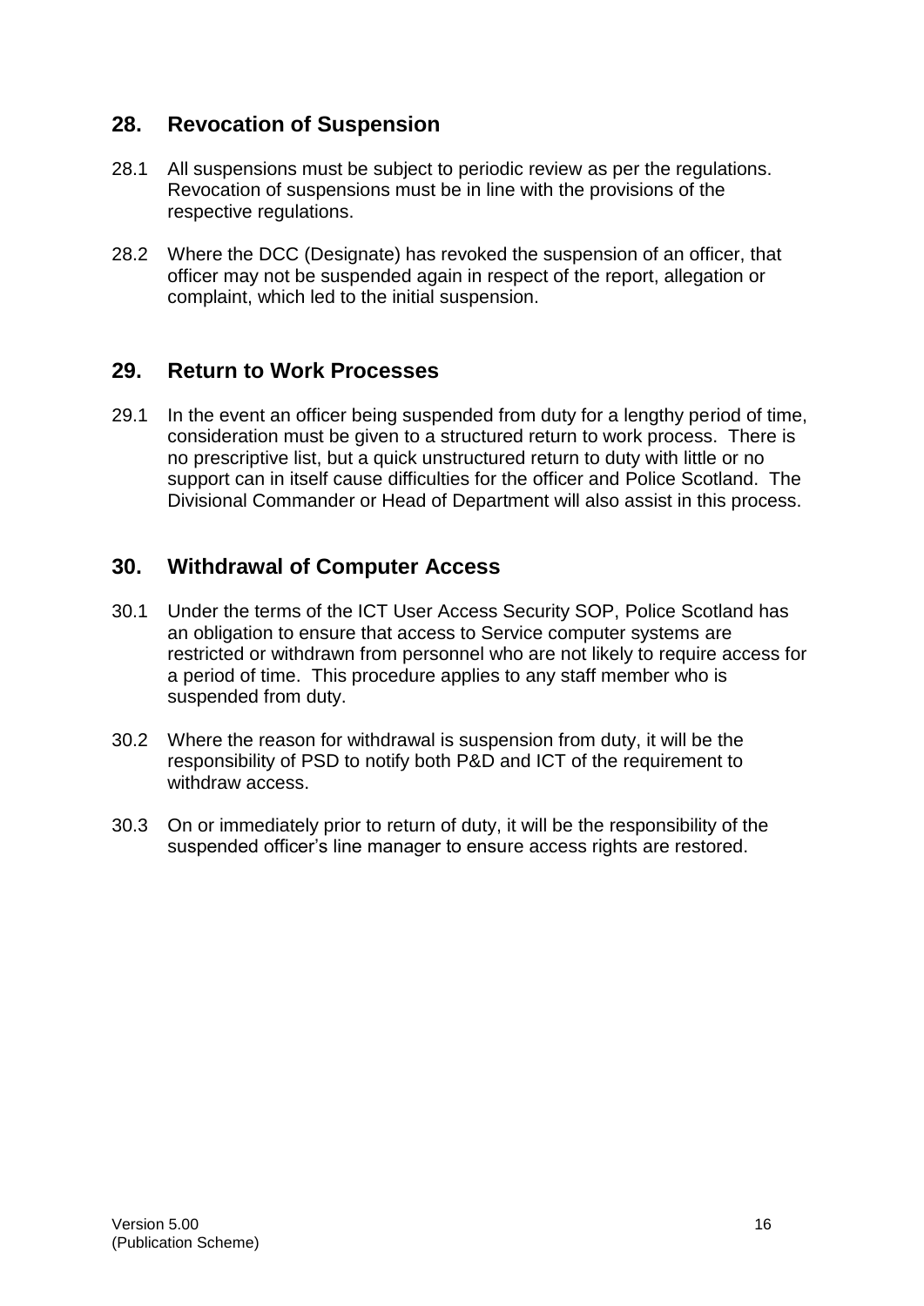## 28. Revocation of Suspension

28.1 All suspensions must be subject to periodic review as per the regulations. Revocation of suspensions must be in line with the provisions of the respective regulations.

28.2 Where the DCC (Designate) has revoked the suspension of an officer, that officer may not be suspended again in respect of the report, allegation or complaint, which led to the initial suspension.

## 29. Return to Work Processes

29.1 In the event an officer being suspended from duty for a lengthy period of time, consideration must be given to a structured return to work process. There is no prescriptive list, but a quick unstructured return to duty with little or no support can in itself cause difficulties for the officer and Police Scotland. The Divisional Commander or Head of Department will also assist in this process.

## 30. Withdrawal of Computer Access

30.1 Under the terms of the ICT User Access Security SOP, Police Scotland has an obligation to ensure that access to Service computer systems are restricted or withdrawn from personnel who are not likely to require access for a period of time. This procedure applies to any staff member who is suspended from duty.

30.2 Where the reason for withdrawal is suspension from duty, it will be the responsibility of PSD to notify both P&D and ICT of the requirement to withdraw access.

30.3 On or immediately prior to return of duty, it will be the responsibility of the suspended officer's line manager to ensure access rights are restored.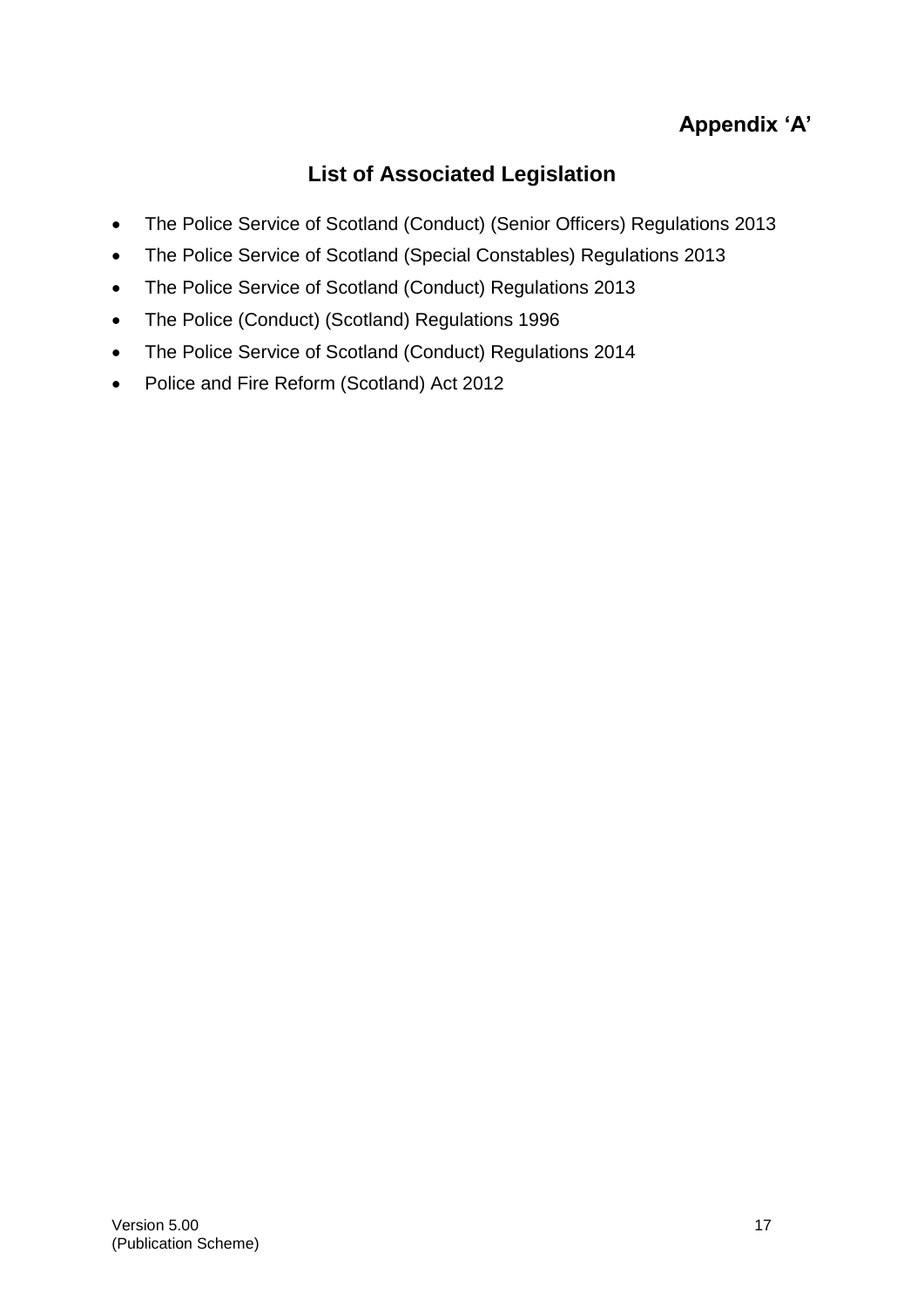**Appendix 'A'**

## List of Associated Legislation

- The Police Service of Scotland (Conduct) (Senior Officers) Regulations 2013
- The Police Service of Scotland (Special Constables) Regulations 2013
- The Police Service of Scotland (Conduct) Regulations 2013
- The Police (Conduct) (Scotland) Regulations 1996
- The Police Service of Scotland (Conduct) Regulations 2014
- Police and Fire Reform (Scotland) Act 2012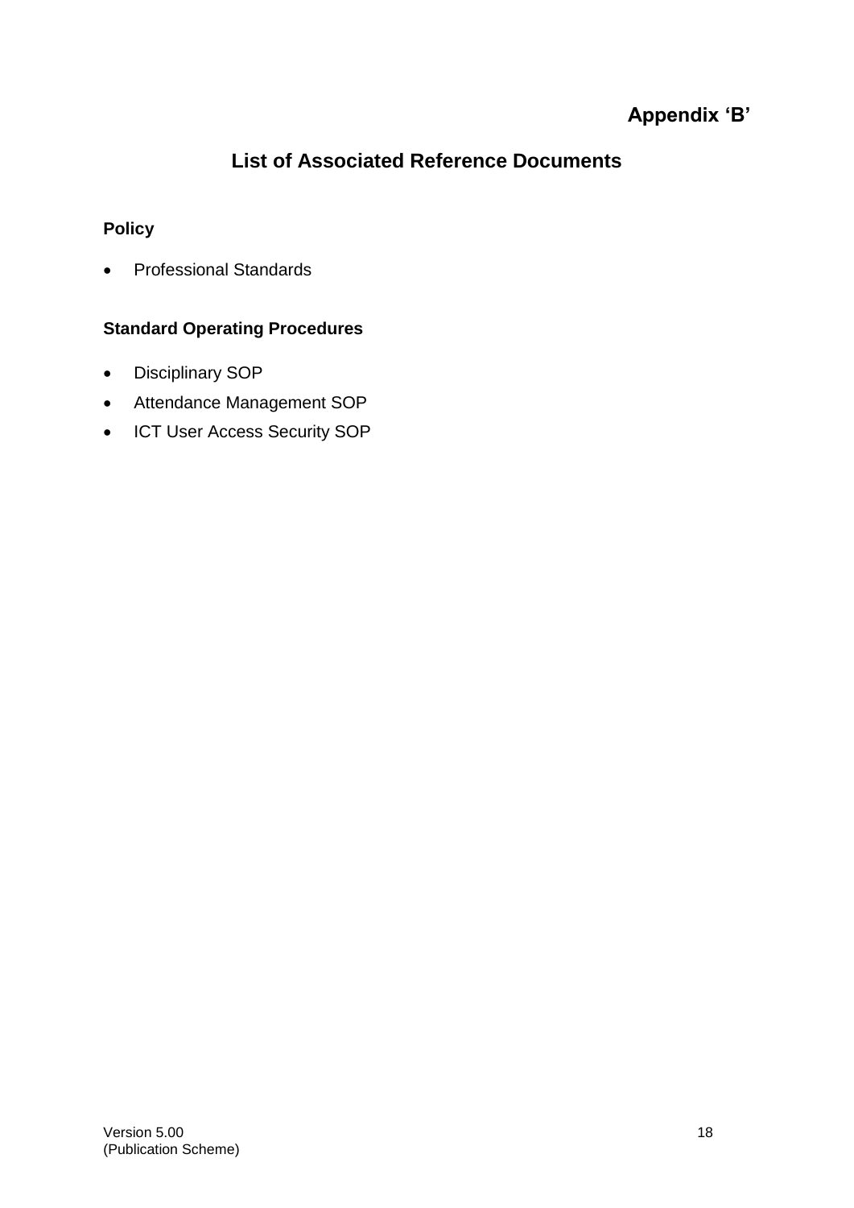**Appendix 'B'**

## List of Associated Reference Documents

**Policy**

- Professional Standards

**Standard Operating Procedures**

- Disciplinary SOP
- Attendance Management SOP
- ICT User Access Security SOP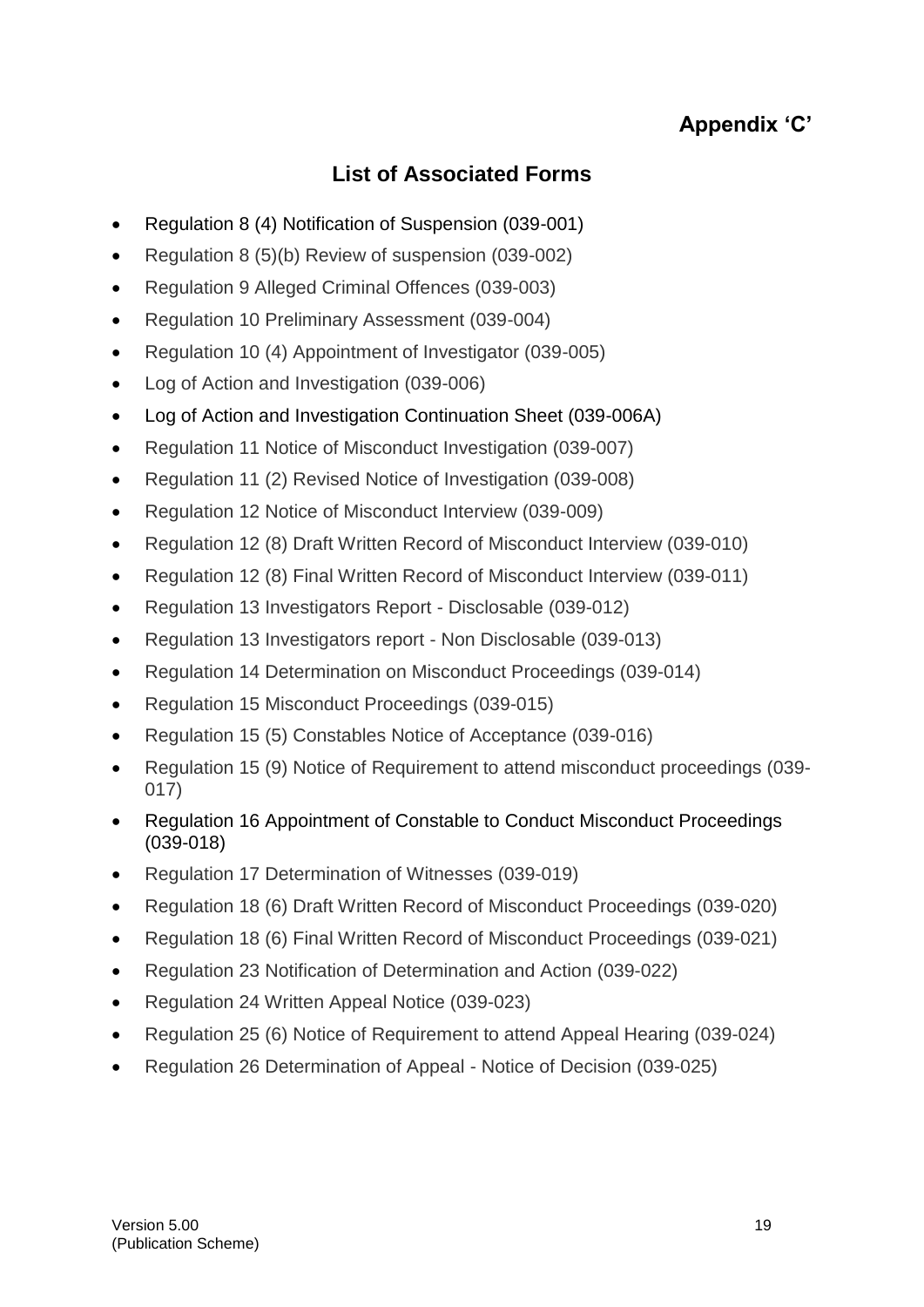**Appendix 'C'**

## List of Associated Forms

- Regulation 8 (4) Notification of Suspension (039-001)
- Regulation 8 (5)(b) Review of suspension (039-002)
- Regulation 9 Alleged Criminal Offences (039-003)
- Regulation 10 Preliminary Assessment (039-004)
- Regulation 10 (4) Appointment of Investigator (039-005)
- Log of Action and Investigation (039-006)
- Log of Action and Investigation Continuation Sheet (039-006A)
- Regulation 11 Notice of Misconduct Investigation (039-007)
- Regulation 11 (2) Revised Notice of Investigation (039-008)
- Regulation 12 Notice of Misconduct Interview (039-009)
- Regulation 12 (8) Draft Written Record of Misconduct Interview (039-010)
- Regulation 12 (8) Final Written Record of Misconduct Interview (039-011)
- Regulation 13 Investigators Report - Disclosable (039-012)
- Regulation 13 Investigators report - Non Disclosable (039-013)
- Regulation 14 Determination on Misconduct Proceedings (039-014)
- Regulation 15 Misconduct Proceedings (039-015)
- Regulation 15 (5) Constables Notice of Acceptance (039-016)
- Regulation 15 (9) Notice of Requirement to attend misconduct proceedings (039-017)
- Regulation 16 Appointment of Constable to Conduct Misconduct Proceedings (039-018)
- Regulation 17 Determination of Witnesses (039-019)
- Regulation 18 (6) Draft Written Record of Misconduct Proceedings (039-020)
- Regulation 18 (6) Final Written Record of Misconduct Proceedings (039-021)
- Regulation 23 Notification of Determination and Action (039-022)
- Regulation 24 Written Appeal Notice (039-023)
- Regulation 25 (6) Notice of Requirement to attend Appeal Hearing (039-024)
- Regulation 26 Determination of Appeal - Notice of Decision (039-025)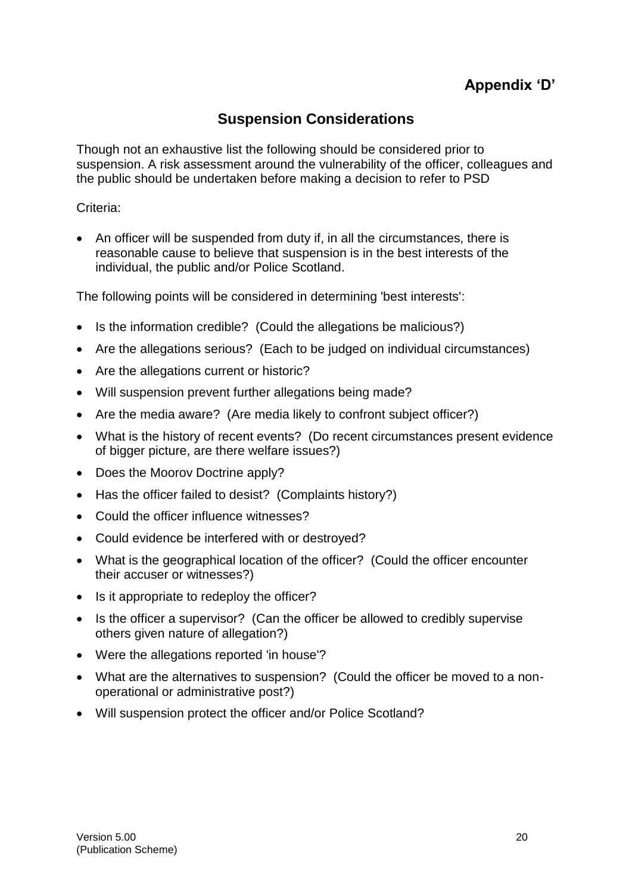**Appendix 'D'**

## Suspension Considerations

Though not an exhaustive list the following should be considered prior to suspension. A risk assessment around the vulnerability of the officer, colleagues and the public should be undertaken before making a decision to refer to PSD

Criteria:

- An officer will be suspended from duty if, in all the circumstances, there is reasonable cause to believe that suspension is in the best interests of the individual, the public and/or Police Scotland.

The following points will be considered in determining 'best interests':

- Is the information credible? (Could the allegations be malicious?)
- Are the allegations serious? (Each to be judged on individual circumstances)
- Are the allegations current or historic?
- Will suspension prevent further allegations being made?
- Are the media aware? (Are media likely to confront subject officer?)
- What is the history of recent events? (Do recent circumstances present evidence of bigger picture, are there welfare issues?)
- Does the Moorov Doctrine apply?
- Has the officer failed to desist? (Complaints history?)
- Could the officer influence witnesses?
- Could evidence be interfered with or destroyed?
- What is the geographical location of the officer? (Could the officer encounter their accuser or witnesses?)
- Is it appropriate to redeploy the officer?
- Is the officer a supervisor? (Can the officer be allowed to credibly supervise others given nature of allegation?)
- Were the allegations reported 'in house'?
- What are the alternatives to suspension? (Could the officer be moved to a non-operational or administrative post?)
- Will suspension protect the officer and/or Police Scotland?

Version 5.00
(Publication Scheme)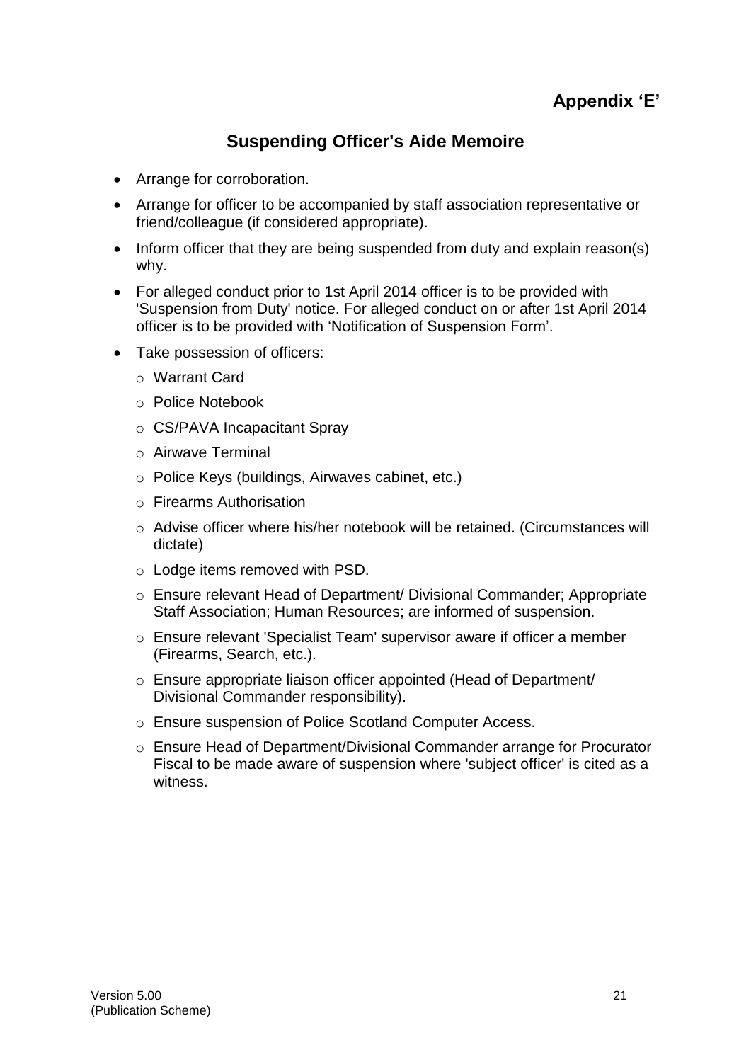## Appendix 'E'

# Suspending Officer's Aide Memoire

- Arrange for corroboration.
- Arrange for officer to be accompanied by staff association representative or friend/colleague (if considered appropriate).
- Inform officer that they are being suspended from duty and explain reason(s) why.
- For alleged conduct prior to 1st April 2014 officer is to be provided with 'Suspension from Duty' notice. For alleged conduct on or after 1st April 2014 officer is to be provided with 'Notification of Suspension Form'.
- Take possession of officers:
  - Warrant Card
  - Police Notebook
  - CS/PAVA Incapacitant Spray
  - Airwave Terminal
  - Police Keys (buildings, Airwaves cabinet, etc.)
  - Firearms Authorisation
  - Advise officer where his/her notebook will be retained. (Circumstances will dictate)
  - Lodge items removed with PSD.
  - Ensure relevant Head of Department/ Divisional Commander; Appropriate Staff Association; Human Resources; are informed of suspension.
  - Ensure relevant 'Specialist Team' supervisor aware if officer a member (Firearms, Search, etc.).
  - Ensure appropriate liaison officer appointed (Head of Department/ Divisional Commander responsibility).
  - Ensure suspension of Police Scotland Computer Access.
  - Ensure Head of Department/Divisional Commander arrange for Procurator Fiscal to be made aware of suspension where 'subject officer' is cited as a witness.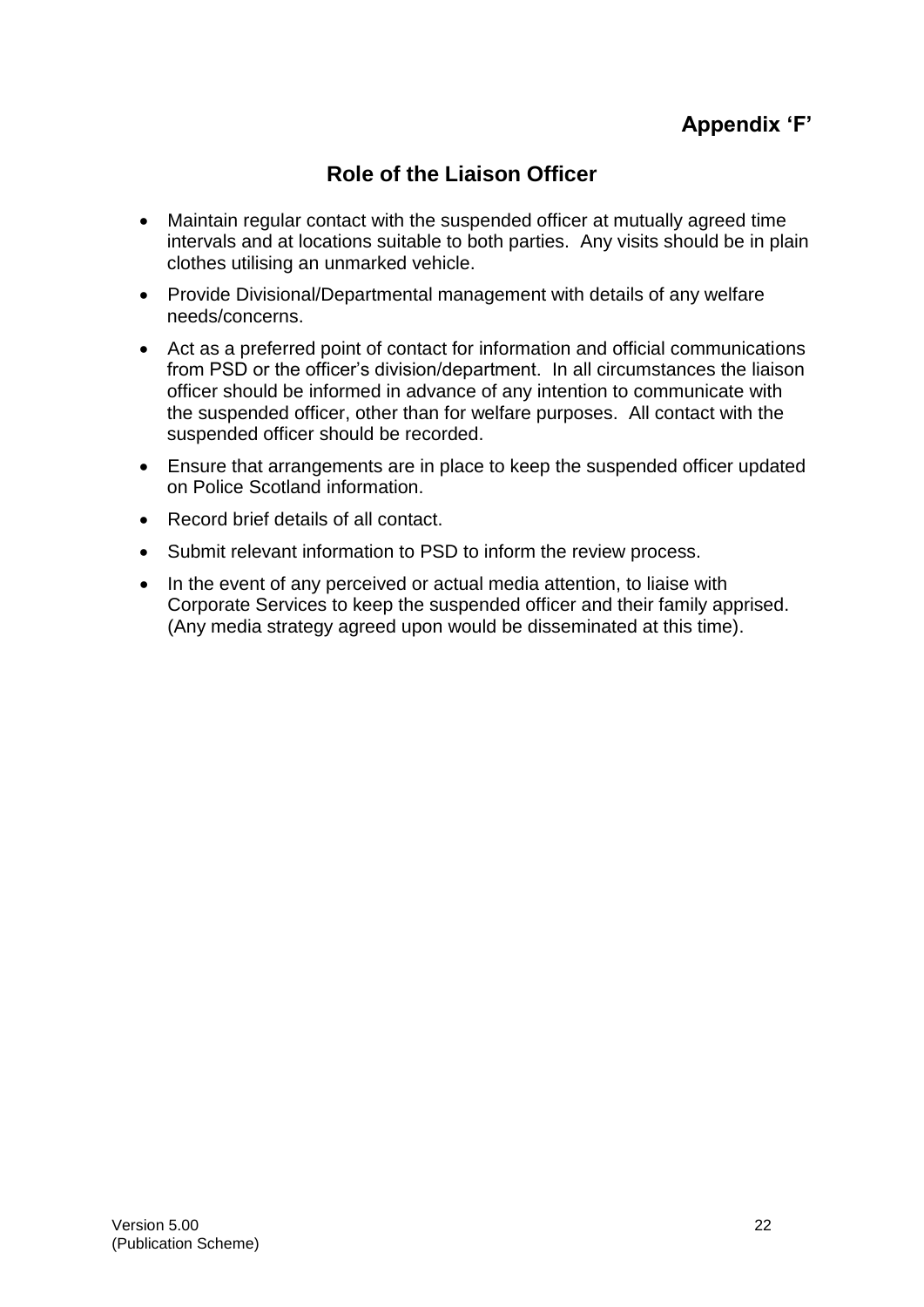**Appendix 'F'**

## Role of the Liaison Officer

- Maintain regular contact with the suspended officer at mutually agreed time intervals and at locations suitable to both parties. Any visits should be in plain clothes utilising an unmarked vehicle.
- Provide Divisional/Departmental management with details of any welfare needs/concerns.
- Act as a preferred point of contact for information and official communications from PSD or the officer's division/department. In all circumstances the liaison officer should be informed in advance of any intention to communicate with the suspended officer, other than for welfare purposes. All contact with the suspended officer should be recorded.
- Ensure that arrangements are in place to keep the suspended officer updated on Police Scotland information.
- Record brief details of all contact.
- Submit relevant information to PSD to inform the review process.
- In the event of any perceived or actual media attention, to liaise with Corporate Services to keep the suspended officer and their family apprised. (Any media strategy agreed upon would be disseminated at this time).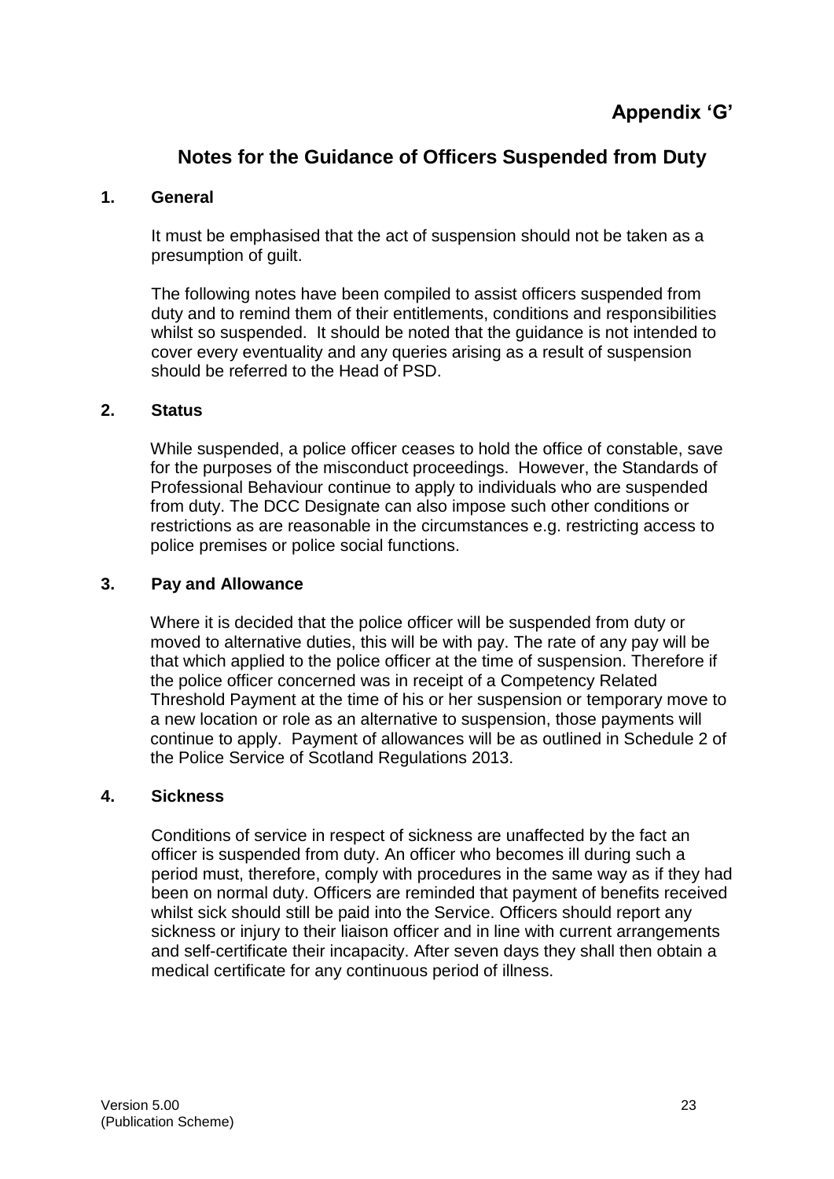**Appendix 'G'**

# Notes for the Guidance of Officers Suspended from Duty

## 1. General

It must be emphasised that the act of suspension should not be taken as a presumption of guilt.

The following notes have been compiled to assist officers suspended from duty and to remind them of their entitlements, conditions and responsibilities whilst so suspended. It should be noted that the guidance is not intended to cover every eventuality and any queries arising as a result of suspension should be referred to the Head of PSD.

## 2. Status

While suspended, a police officer ceases to hold the office of constable, save for the purposes of the misconduct proceedings. However, the Standards of Professional Behaviour continue to apply to individuals who are suspended from duty. The DCC Designate can also impose such other conditions or restrictions as are reasonable in the circumstances e.g. restricting access to police premises or police social functions.

## 3. Pay and Allowance

Where it is decided that the police officer will be suspended from duty or moved to alternative duties, this will be with pay. The rate of any pay will be that which applied to the police officer at the time of suspension. Therefore if the police officer concerned was in receipt of a Competency Related Threshold Payment at the time of his or her suspension or temporary move to a new location or role as an alternative to suspension, those payments will continue to apply. Payment of allowances will be as outlined in Schedule 2 of the Police Service of Scotland Regulations 2013.

## 4. Sickness

Conditions of service in respect of sickness are unaffected by the fact an officer is suspended from duty. An officer who becomes ill during such a period must, therefore, comply with procedures in the same way as if they had been on normal duty. Officers are reminded that payment of benefits received whilst sick should still be paid into the Service. Officers should report any sickness or injury to their liaison officer and in line with current arrangements and self-certificate their incapacity. After seven days they shall then obtain a medical certificate for any continuous period of illness.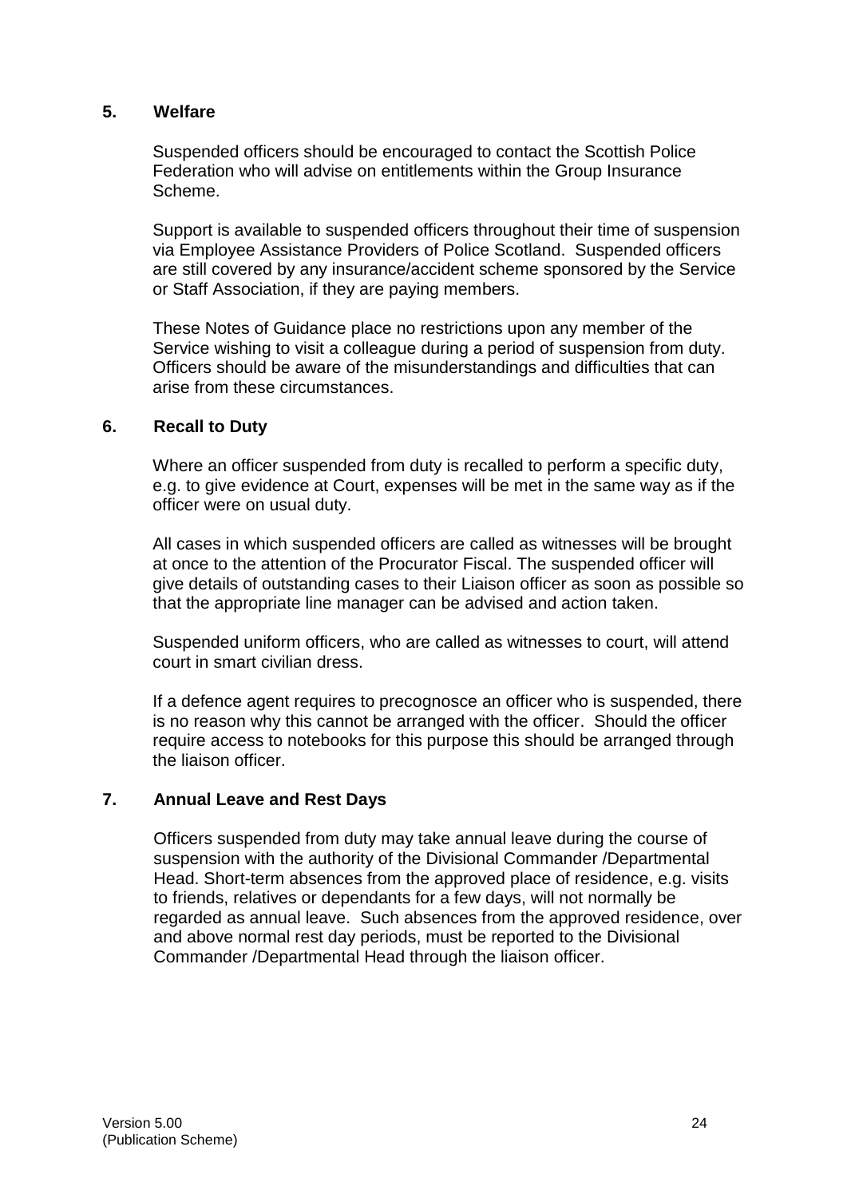## 5. Welfare

Suspended officers should be encouraged to contact the Scottish Police Federation who will advise on entitlements within the Group Insurance Scheme.

Support is available to suspended officers throughout their time of suspension via Employee Assistance Providers of Police Scotland. Suspended officers are still covered by any insurance/accident scheme sponsored by the Service or Staff Association, if they are paying members.

These Notes of Guidance place no restrictions upon any member of the Service wishing to visit a colleague during a period of suspension from duty. Officers should be aware of the misunderstandings and difficulties that can arise from these circumstances.

## 6. Recall to Duty

Where an officer suspended from duty is recalled to perform a specific duty, e.g. to give evidence at Court, expenses will be met in the same way as if the officer were on usual duty.

All cases in which suspended officers are called as witnesses will be brought at once to the attention of the Procurator Fiscal. The suspended officer will give details of outstanding cases to their Liaison officer as soon as possible so that the appropriate line manager can be advised and action taken.

Suspended uniform officers, who are called as witnesses to court, will attend court in smart civilian dress.

If a defence agent requires to precognosce an officer who is suspended, there is no reason why this cannot be arranged with the officer. Should the officer require access to notebooks for this purpose this should be arranged through the liaison officer.

## 7. Annual Leave and Rest Days

Officers suspended from duty may take annual leave during the course of suspension with the authority of the Divisional Commander /Departmental Head. Short-term absences from the approved place of residence, e.g. visits to friends, relatives or dependants for a few days, will not normally be regarded as annual leave. Such absences from the approved residence, over and above normal rest day periods, must be reported to the Divisional Commander /Departmental Head through the liaison officer.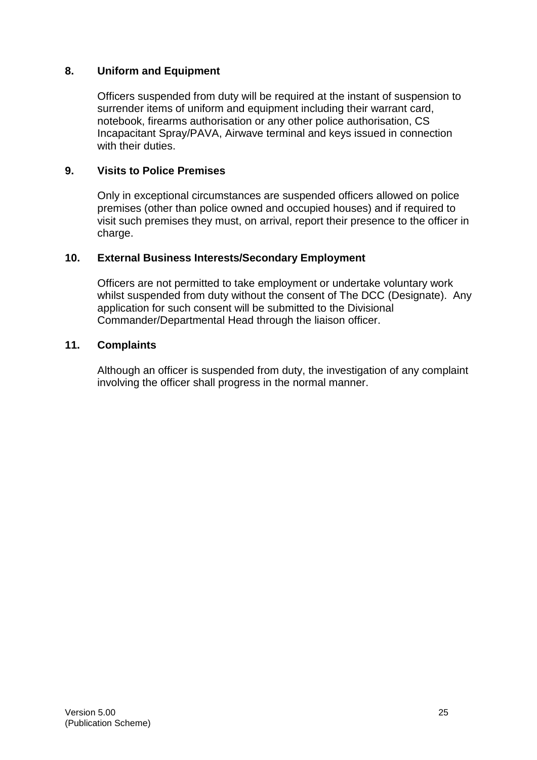## 8. Uniform and Equipment

Officers suspended from duty will be required at the instant of suspension to surrender items of uniform and equipment including their warrant card, notebook, firearms authorisation or any other police authorisation, CS Incapacitant Spray/PAVA, Airwave terminal and keys issued in connection with their duties.

## 9. Visits to Police Premises

Only in exceptional circumstances are suspended officers allowed on police premises (other than police owned and occupied houses) and if required to visit such premises they must, on arrival, report their presence to the officer in charge.

## 10. External Business Interests/Secondary Employment

Officers are not permitted to take employment or undertake voluntary work whilst suspended from duty without the consent of The DCC (Designate). Any application for such consent will be submitted to the Divisional Commander/Departmental Head through the liaison officer.

## 11. Complaints

Although an officer is suspended from duty, the investigation of any complaint involving the officer shall progress in the normal manner.